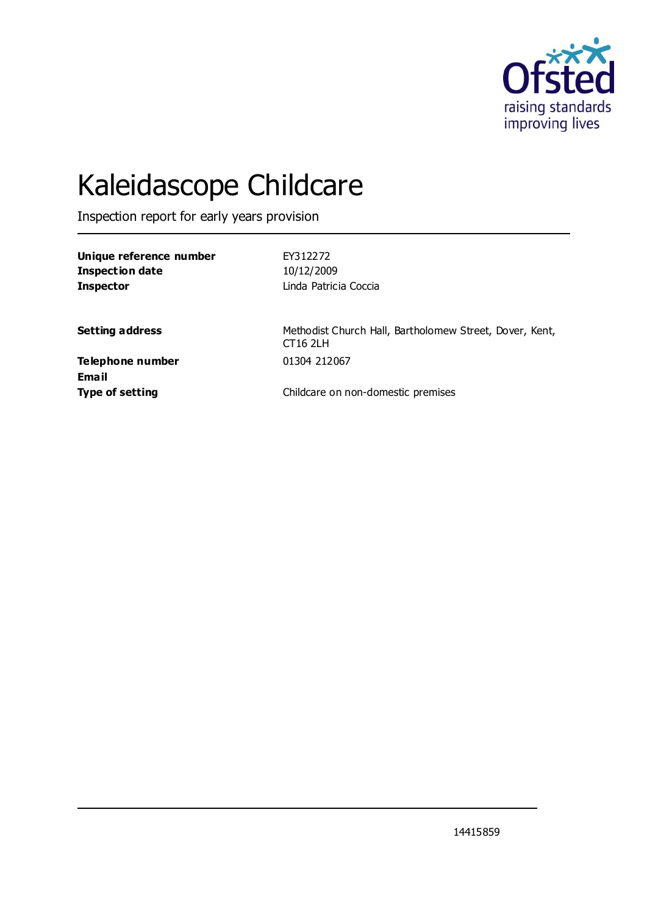Ofsted
raising standards
improving lives

# Kaleidascope Childcare

Inspection report for early years provision

| | |
|---|---|
| **Unique reference number** | EY312272 |
| **Inspection date** | 10/12/2009 |
| **Inspector** | Linda Patricia Coccia |
| | |
| **Setting address** | Methodist Church Hall, Bartholomew Street, Dover, Kent, CT16 2LH |
| **Telephone number** | 01304 212067 |
| **Email** | |
| **Type of setting** | Childcare on non-domestic premises |

14415859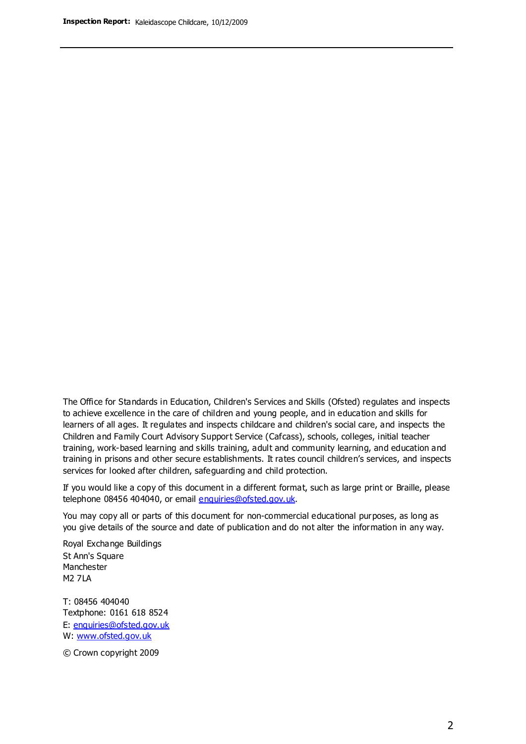The Office for Standards in Education, Children's Services and Skills (Ofsted) regulates and inspects to achieve excellence in the care of children and young people, and in education and skills for learners of all ages. It regulates and inspects childcare and children's social care, and inspects the Children and Family Court Advisory Support Service (Cafcass), schools, colleges, initial teacher training, work-based learning and skills training, adult and community learning, and education and training in prisons and other secure establishments. It rates council children's services, and inspects services for looked after children, safeguarding and child protection.

If you would like a copy of this document in a different format, such as large print or Braille, please telephone 08456 404040, or email enquiries@ofsted.gov.uk.

You may copy all or parts of this document for non-commercial educational purposes, as long as you give details of the source and date of publication and do not alter the information in any way.

Royal Exchange Buildings
St Ann's Square
Manchester
M2 7LA

T: 08456 404040
Textphone: 0161 618 8524
E: enquiries@ofsted.gov.uk
W: www.ofsted.gov.uk

© Crown copyright 2009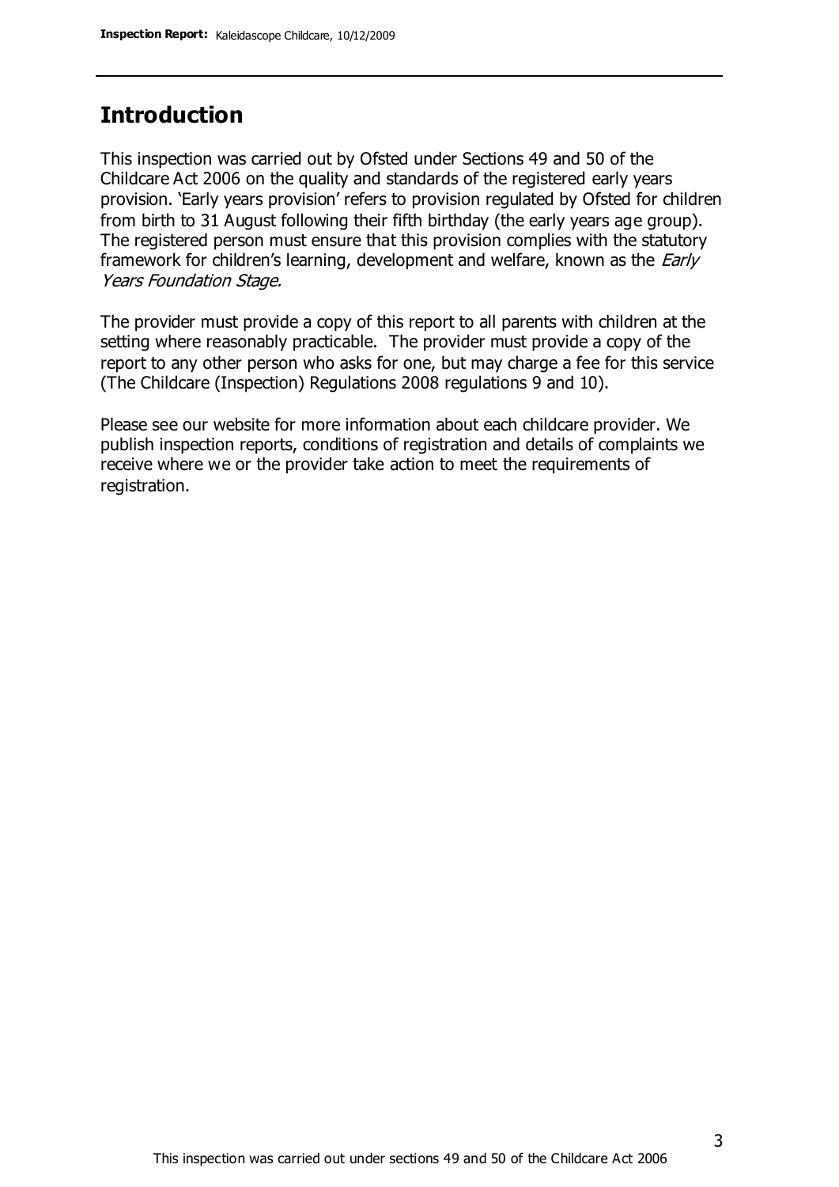## Introduction

This inspection was carried out by Ofsted under Sections 49 and 50 of the Childcare Act 2006 on the quality and standards of the registered early years provision. 'Early years provision' refers to provision regulated by Ofsted for children from birth to 31 August following their fifth birthday (the early years age group). The registered person must ensure that this provision complies with the statutory framework for children's learning, development and welfare, known as the *Early Years Foundation Stage*.

The provider must provide a copy of this report to all parents with children at the setting where reasonably practicable. The provider must provide a copy of the report to any other person who asks for one, but may charge a fee for this service (The Childcare (Inspection) Regulations 2008 regulations 9 and 10).

Please see our website for more information about each childcare provider. We publish inspection reports, conditions of registration and details of complaints we receive where we or the provider take action to meet the requirements of registration.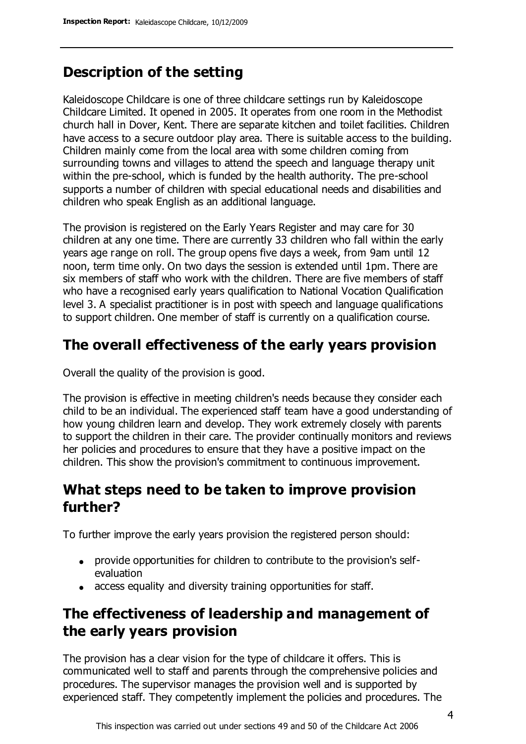## Description of the setting

Kaleidoscope Childcare is one of three childcare settings run by Kaleidoscope Childcare Limited. It opened in 2005. It operates from one room in the Methodist church hall in Dover, Kent. There are separate kitchen and toilet facilities. Children have access to a secure outdoor play area. There is suitable access to the building. Children mainly come from the local area with some children coming from surrounding towns and villages to attend the speech and language therapy unit within the pre-school, which is funded by the health authority. The pre-school supports a number of children with special educational needs and disabilities and children who speak English as an additional language.

The provision is registered on the Early Years Register and may care for 30 children at any one time. There are currently 33 children who fall within the early years age range on roll. The group opens five days a week, from 9am until 12 noon, term time only. On two days the session is extended until 1pm. There are six members of staff who work with the children. There are five members of staff who have a recognised early years qualification to National Vocation Qualification level 3. A specialist practitioner is in post with speech and language qualifications to support children. One member of staff is currently on a qualification course.

## The overall effectiveness of the early years provision

Overall the quality of the provision is good.

The provision is effective in meeting children's needs because they consider each child to be an individual. The experienced staff team have a good understanding of how young children learn and develop. They work extremely closely with parents to support the children in their care. The provider continually monitors and reviews her policies and procedures to ensure that they have a positive impact on the children. This show the provision's commitment to continuous improvement.

## What steps need to be taken to improve provision further?

To further improve the early years provision the registered person should:

- provide opportunities for children to contribute to the provision's self-evaluation
- access equality and diversity training opportunities for staff.

## The effectiveness of leadership and management of the early years provision

The provision has a clear vision for the type of childcare it offers. This is communicated well to staff and parents through the comprehensive policies and procedures. The supervisor manages the provision well and is supported by experienced staff. They competently implement the policies and procedures. The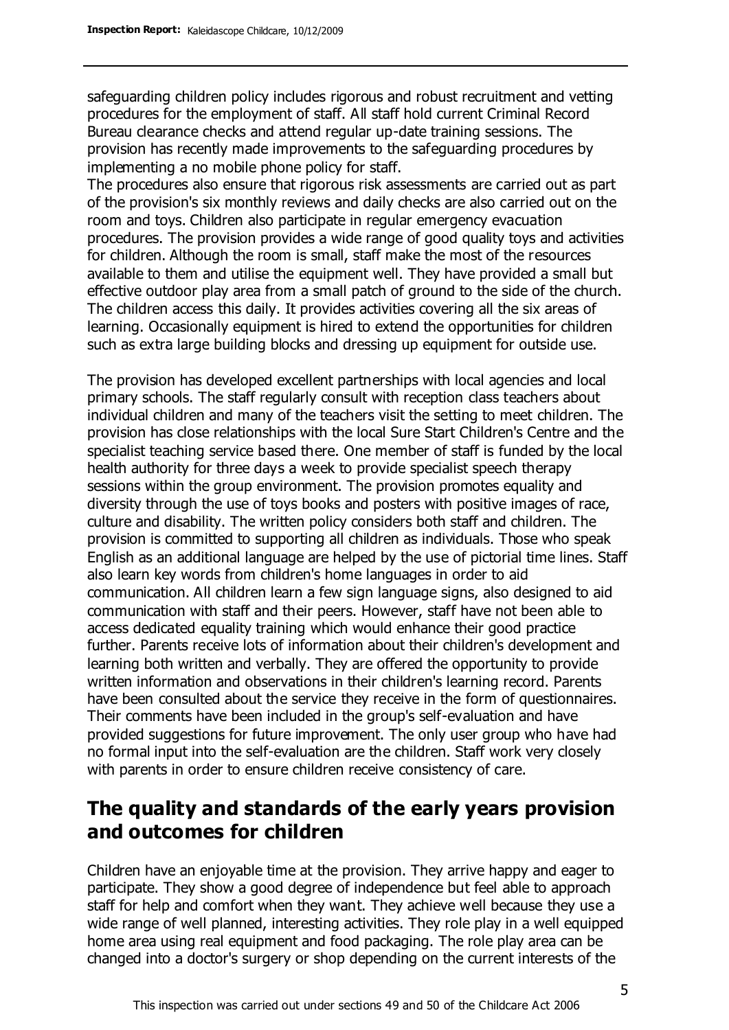safeguarding children policy includes rigorous and robust recruitment and vetting procedures for the employment of staff. All staff hold current Criminal Record Bureau clearance checks and attend regular up-date training sessions. The provision has recently made improvements to the safeguarding procedures by implementing a no mobile phone policy for staff.
The procedures also ensure that rigorous risk assessments are carried out as part of the provision's six monthly reviews and daily checks are also carried out on the room and toys. Children also participate in regular emergency evacuation procedures. The provision provides a wide range of good quality toys and activities for children. Although the room is small, staff make the most of the resources available to them and utilise the equipment well. They have provided a small but effective outdoor play area from a small patch of ground to the side of the church. The children access this daily. It provides activities covering all the six areas of learning. Occasionally equipment is hired to extend the opportunities for children such as extra large building blocks and dressing up equipment for outside use.

The provision has developed excellent partnerships with local agencies and local primary schools. The staff regularly consult with reception class teachers about individual children and many of the teachers visit the setting to meet children. The provision has close relationships with the local Sure Start Children's Centre and the specialist teaching service based there. One member of staff is funded by the local health authority for three days a week to provide specialist speech therapy sessions within the group environment. The provision promotes equality and diversity through the use of toys books and posters with positive images of race, culture and disability. The written policy considers both staff and children. The provision is committed to supporting all children as individuals. Those who speak English as an additional language are helped by the use of pictorial time lines. Staff also learn key words from children's home languages in order to aid communication. All children learn a few sign language signs, also designed to aid communication with staff and their peers. However, staff have not been able to access dedicated equality training which would enhance their good practice further. Parents receive lots of information about their children's development and learning both written and verbally. They are offered the opportunity to provide written information and observations in their children's learning record. Parents have been consulted about the service they receive in the form of questionnaires. Their comments have been included in the group's self-evaluation and have provided suggestions for future improvement. The only user group who have had no formal input into the self-evaluation are the children. Staff work very closely with parents in order to ensure children receive consistency of care.

## The quality and standards of the early years provision and outcomes for children

Children have an enjoyable time at the provision. They arrive happy and eager to participate. They show a good degree of independence but feel able to approach staff for help and comfort when they want. They achieve well because they use a wide range of well planned, interesting activities. They role play in a well equipped home area using real equipment and food packaging. The role play area can be changed into a doctor's surgery or shop depending on the current interests of the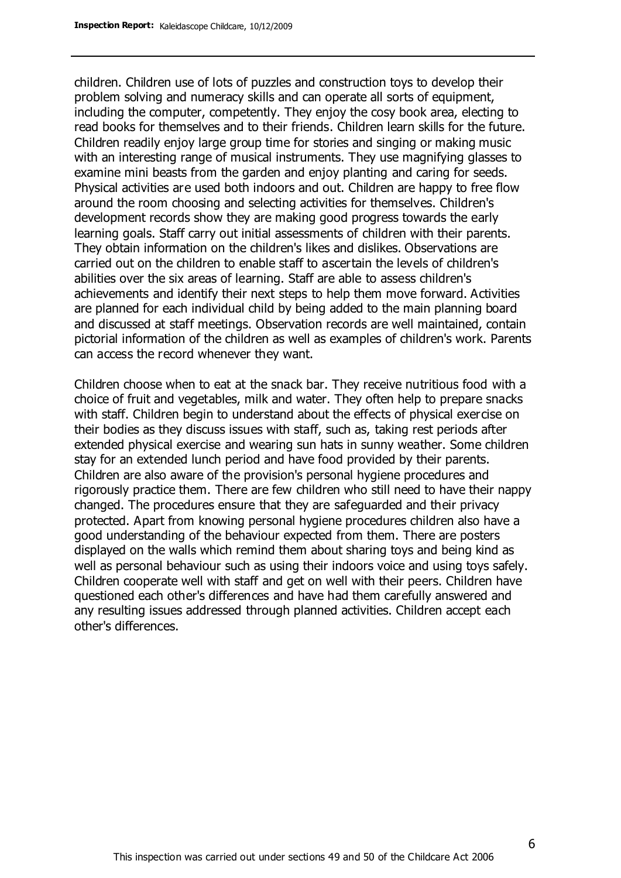children. Children use of lots of puzzles and construction toys to develop their problem solving and numeracy skills and can operate all sorts of equipment, including the computer, competently. They enjoy the cosy book area, electing to read books for themselves and to their friends. Children learn skills for the future. Children readily enjoy large group time for stories and singing or making music with an interesting range of musical instruments. They use magnifying glasses to examine mini beasts from the garden and enjoy planting and caring for seeds. Physical activities are used both indoors and out. Children are happy to free flow around the room choosing and selecting activities for themselves. Children's development records show they are making good progress towards the early learning goals. Staff carry out initial assessments of children with their parents. They obtain information on the children's likes and dislikes. Observations are carried out on the children to enable staff to ascertain the levels of children's abilities over the six areas of learning. Staff are able to assess children's achievements and identify their next steps to help them move forward. Activities are planned for each individual child by being added to the main planning board and discussed at staff meetings. Observation records are well maintained, contain pictorial information of the children as well as examples of children's work. Parents can access the record whenever they want.

Children choose when to eat at the snack bar. They receive nutritious food with a choice of fruit and vegetables, milk and water. They often help to prepare snacks with staff. Children begin to understand about the effects of physical exercise on their bodies as they discuss issues with staff, such as, taking rest periods after extended physical exercise and wearing sun hats in sunny weather. Some children stay for an extended lunch period and have food provided by their parents. Children are also aware of the provision's personal hygiene procedures and rigorously practice them. There are few children who still need to have their nappy changed. The procedures ensure that they are safeguarded and their privacy protected. Apart from knowing personal hygiene procedures children also have a good understanding of the behaviour expected from them. There are posters displayed on the walls which remind them about sharing toys and being kind as well as personal behaviour such as using their indoors voice and using toys safely. Children cooperate well with staff and get on well with their peers. Children have questioned each other's differences and have had them carefully answered and any resulting issues addressed through planned activities. Children accept each other's differences.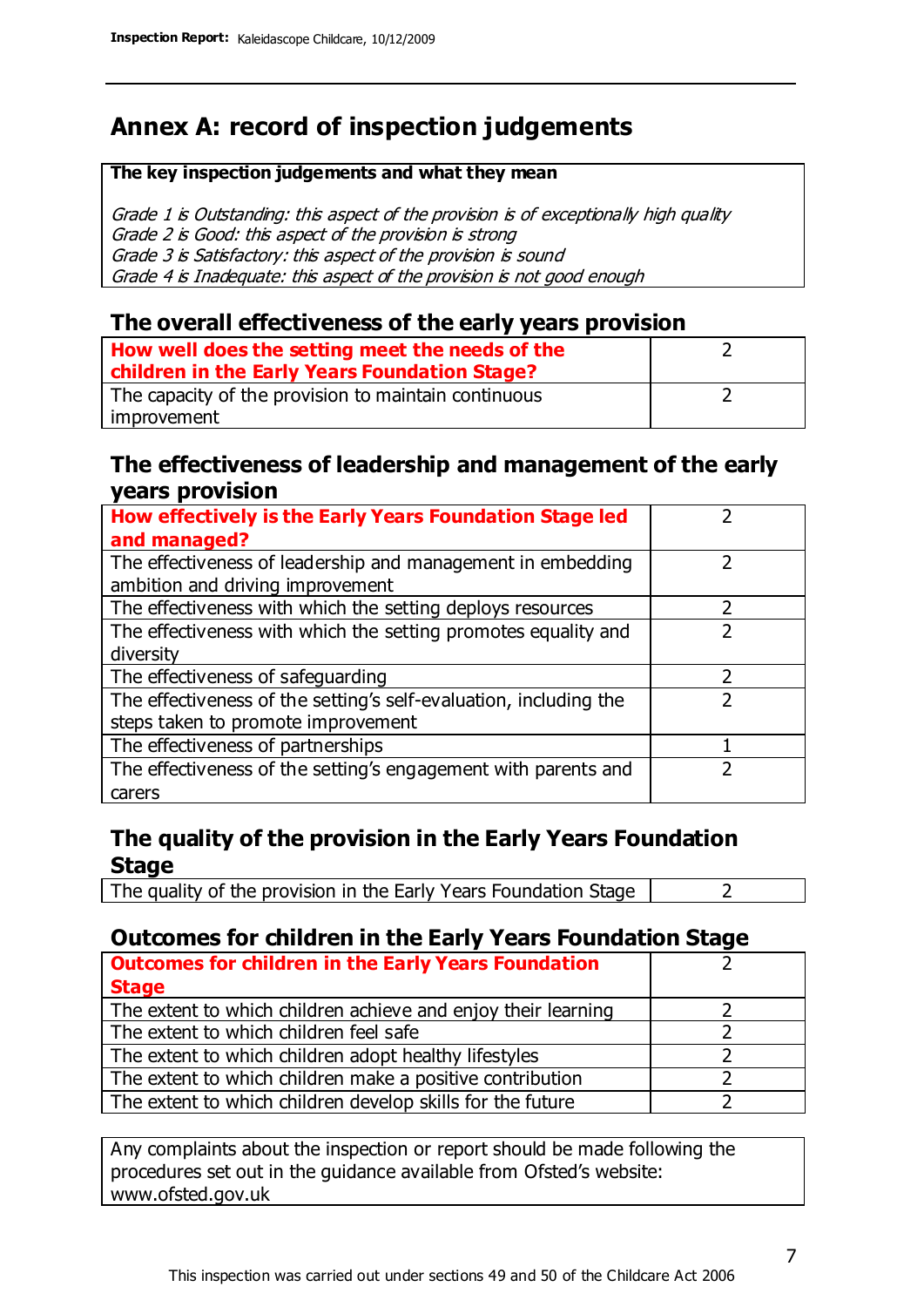## Annex A: record of inspection judgements

**The key inspection judgements and what they mean**

*Grade 1 is Outstanding: this aspect of the provision is of exceptionally high quality*
*Grade 2 is Good: this aspect of the provision is strong*
*Grade 3 is Satisfactory: this aspect of the provision is sound*
*Grade 4 is Inadequate: this aspect of the provision is not good enough*

### The overall effectiveness of the early years provision

| | |
|---|---|
| **How well does the setting meet the needs of the children in the Early Years Foundation Stage?** | 2 |
| The capacity of the provision to maintain continuous improvement | 2 |

### The effectiveness of leadership and management of the early years provision

| | |
|---|---|
| **How effectively is the Early Years Foundation Stage led and managed?** | 2 |
| The effectiveness of leadership and management in embedding ambition and driving improvement | 2 |
| The effectiveness with which the setting deploys resources | 2 |
| The effectiveness with which the setting promotes equality and diversity | 2 |
| The effectiveness of safeguarding | 2 |
| The effectiveness of the setting's self-evaluation, including the steps taken to promote improvement | 2 |
| The effectiveness of partnerships | 1 |
| The effectiveness of the setting's engagement with parents and carers | 2 |

### The quality of the provision in the Early Years Foundation Stage

| | |
|---|---|
| The quality of the provision in the Early Years Foundation Stage | 2 |

### Outcomes for children in the Early Years Foundation Stage

| | |
|---|---|
| **Outcomes for children in the Early Years Foundation Stage** | 2 |
| The extent to which children achieve and enjoy their learning | 2 |
| The extent to which children feel safe | 2 |
| The extent to which children adopt healthy lifestyles | 2 |
| The extent to which children make a positive contribution | 2 |
| The extent to which children develop skills for the future | 2 |

Any complaints about the inspection or report should be made following the procedures set out in the guidance available from Ofsted's website: www.ofsted.gov.uk

This inspection was carried out under sections 49 and 50 of the Childcare Act 2006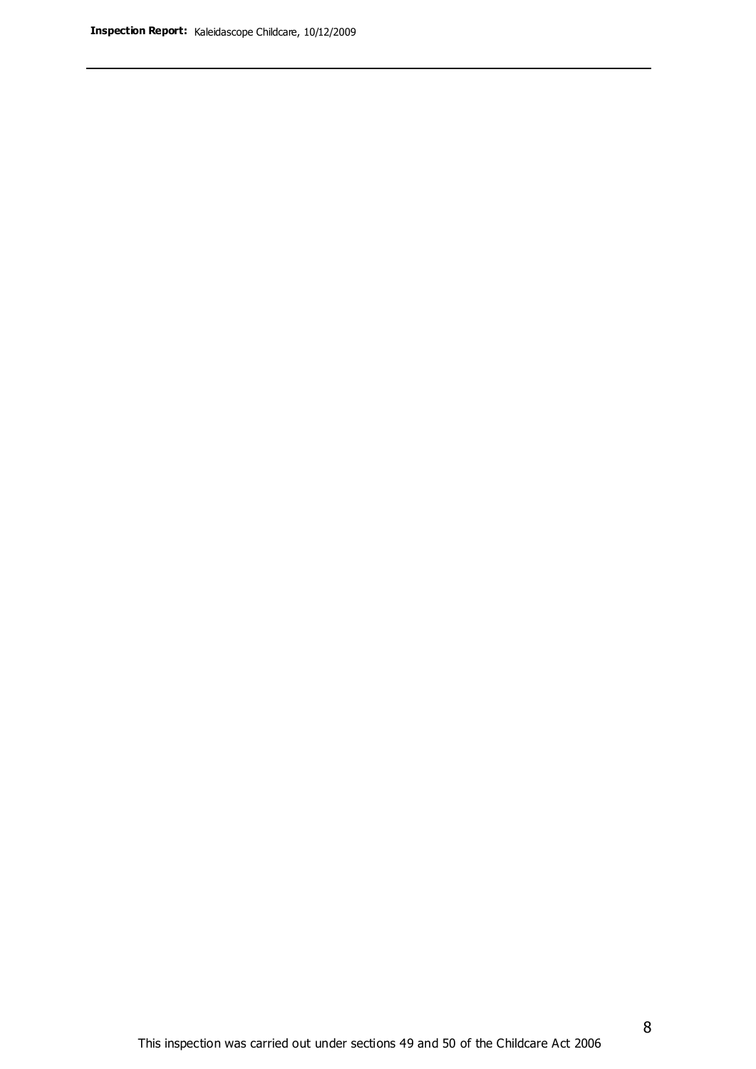This inspection was carried out under sections 49 and 50 of the Childcare Act 2006